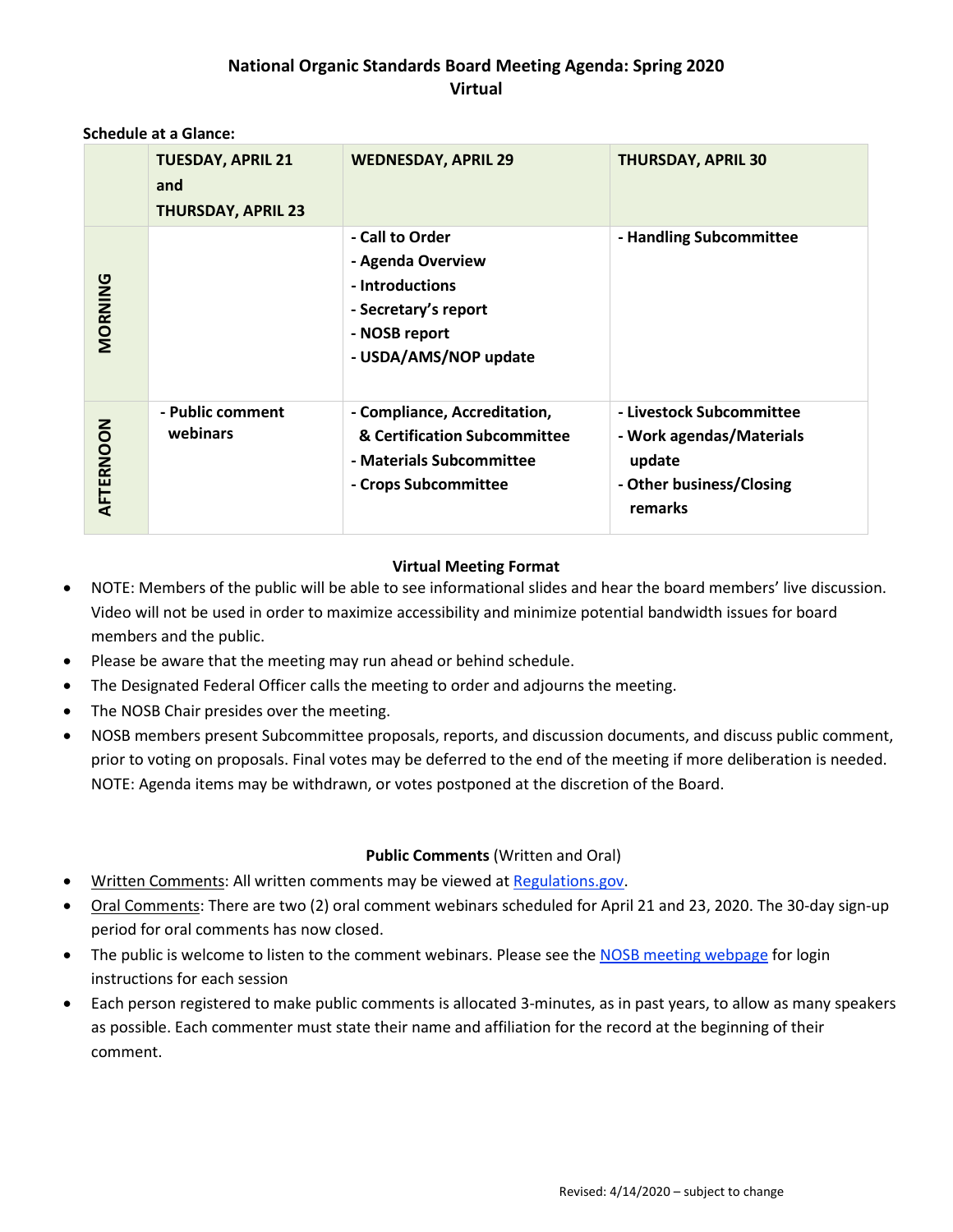# National Organic Standards Board Meeting Agenda: Spring 2020
## Virtual

**Schedule at a Glance:**

| | TUESDAY, APRIL 21 and THURSDAY, APRIL 23 | WEDNESDAY, APRIL 29 | THURSDAY, APRIL 30 |
|---|---|---|---|
| **MORNING** | | - Call to Order<br>- Agenda Overview<br>- Introductions<br>- Secretary's report<br>- NOSB report<br>- USDA/AMS/NOP update | - Handling Subcommittee |
| **AFTERNOON** | - Public comment webinars | - Compliance, Accreditation, & Certification Subcommittee<br>- Materials Subcommittee<br>- Crops Subcommittee | - Livestock Subcommittee<br>- Work agendas/Materials update<br>- Other business/Closing remarks |

### Virtual Meeting Format

- NOTE: Members of the public will be able to see informational slides and hear the board members' live discussion. Video will not be used in order to maximize accessibility and minimize potential bandwidth issues for board members and the public.
- Please be aware that the meeting may run ahead or behind schedule.
- The Designated Federal Officer calls the meeting to order and adjourns the meeting.
- The NOSB Chair presides over the meeting.
- NOSB members present Subcommittee proposals, reports, and discussion documents, and discuss public comment, prior to voting on proposals. Final votes may be deferred to the end of the meeting if more deliberation is needed. NOTE: Agenda items may be withdrawn, or votes postponed at the discretion of the Board.

### Public Comments (Written and Oral)

- Written Comments: All written comments may be viewed at Regulations.gov.
- Oral Comments: There are two (2) oral comment webinars scheduled for April 21 and 23, 2020. The 30-day sign-up period for oral comments has now closed.
- The public is welcome to listen to the comment webinars. Please see the NOSB meeting webpage for login instructions for each session
- Each person registered to make public comments is allocated 3-minutes, as in past years, to allow as many speakers as possible. Each commenter must state their name and affiliation for the record at the beginning of their comment.

Revised: 4/14/2020 – subject to change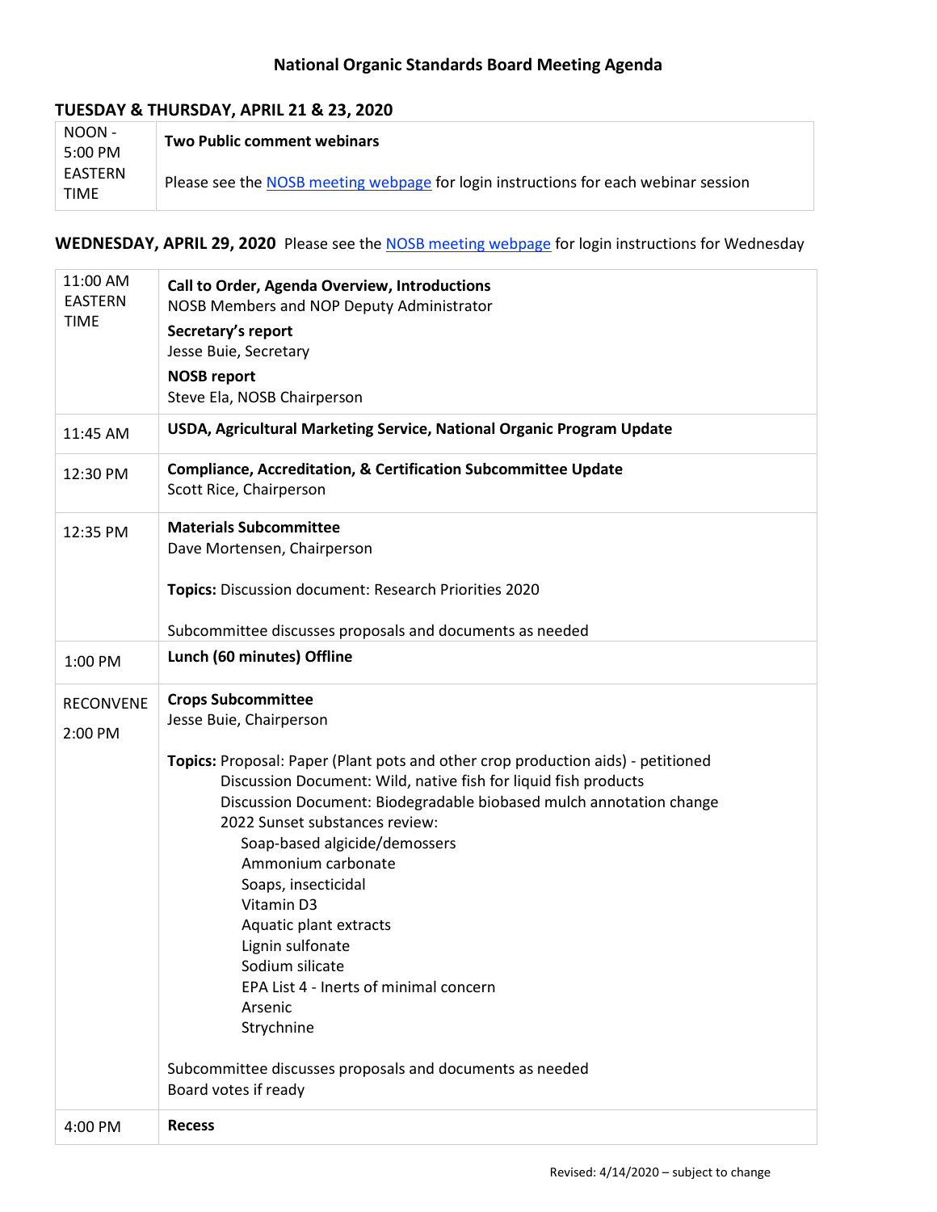# National Organic Standards Board Meeting Agenda

## TUESDAY & THURSDAY, APRIL 21 & 23, 2020

| | |
|---|---|
| NOON - 5:00 PM EASTERN TIME | **Two Public comment webinars**<br><br>Please see the NOSB meeting webpage for login instructions for each webinar session |

## WEDNESDAY, APRIL 29, 2020 Please see the NOSB meeting webpage for login instructions for Wednesday

| | |
|---|---|
| 11:00 AM EASTERN TIME | **Call to Order, Agenda Overview, Introductions**<br>NOSB Members and NOP Deputy Administrator<br>**Secretary's report**<br>Jesse Buie, Secretary<br>**NOSB report**<br>Steve Ela, NOSB Chairperson |
| 11:45 AM | **USDA, Agricultural Marketing Service, National Organic Program Update** |
| 12:30 PM | **Compliance, Accreditation, & Certification Subcommittee Update**<br>Scott Rice, Chairperson |
| 12:35 PM | **Materials Subcommittee**<br>Dave Mortensen, Chairperson<br><br>**Topics:** Discussion document: Research Priorities 2020<br><br>Subcommittee discusses proposals and documents as needed |
| 1:00 PM | **Lunch (60 minutes) Offline** |
| RECONVENE 2:00 PM | **Crops Subcommittee**<br>Jesse Buie, Chairperson<br><br>**Topics:** Proposal: Paper (Plant pots and other crop production aids) - petitioned<br>Discussion Document: Wild, native fish for liquid fish products<br>Discussion Document: Biodegradable biobased mulch annotation change<br>2022 Sunset substances review:<br>Soap-based algicide/demossers<br>Ammonium carbonate<br>Soaps, insecticidal<br>Vitamin D3<br>Aquatic plant extracts<br>Lignin sulfonate<br>Sodium silicate<br>EPA List 4 - Inerts of minimal concern<br>Arsenic<br>Strychnine<br><br>Subcommittee discusses proposals and documents as needed<br>Board votes if ready |
| 4:00 PM | **Recess** |

Revised: 4/14/2020 – subject to change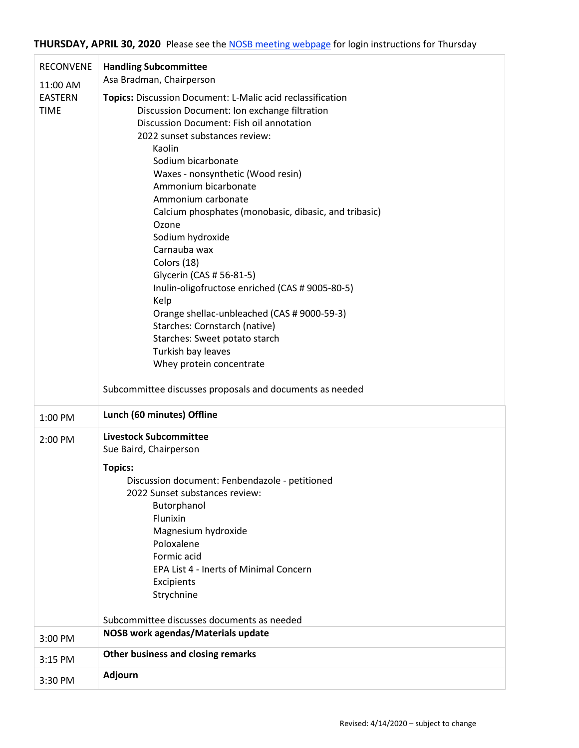**THURSDAY, APRIL 30, 2020** Please see the NOSB meeting webpage for login instructions for Thursday

| | |
|---|---|
| RECONVENE<br>11:00 AM EASTERN TIME | **Handling Subcommittee**<br>Asa Bradman, Chairperson<br><br>**Topics:** Discussion Document: L-Malic acid reclassification<br>Discussion Document: Ion exchange filtration<br>Discussion Document: Fish oil annotation<br>2022 sunset substances review:<br>Kaolin<br>Sodium bicarbonate<br>Waxes - nonsynthetic (Wood resin)<br>Ammonium bicarbonate<br>Ammonium carbonate<br>Calcium phosphates (monobasic, dibasic, and tribasic)<br>Ozone<br>Sodium hydroxide<br>Carnauba wax<br>Colors (18)<br>Glycerin (CAS # 56-81-5)<br>Inulin-oligofructose enriched (CAS # 9005-80-5)<br>Kelp<br>Orange shellac-unbleached (CAS # 9000-59-3)<br>Starches: Cornstarch (native)<br>Starches: Sweet potato starch<br>Turkish bay leaves<br>Whey protein concentrate<br><br>Subcommittee discusses proposals and documents as needed |
| 1:00 PM | **Lunch (60 minutes) Offline** |
| 2:00 PM | **Livestock Subcommittee**<br>Sue Baird, Chairperson<br><br>**Topics:**<br>Discussion document: Fenbendazole - petitioned<br>2022 Sunset substances review:<br>Butorphanol<br>Flunixin<br>Magnesium hydroxide<br>Poloxalene<br>Formic acid<br>EPA List 4 - Inerts of Minimal Concern<br>Excipients<br>Strychnine<br><br>Subcommittee discusses documents as needed |
| 3:00 PM | **NOSB work agendas/Materials update** |
| 3:15 PM | **Other business and closing remarks** |
| 3:30 PM | **Adjourn** |

Revised: 4/14/2020 – subject to change